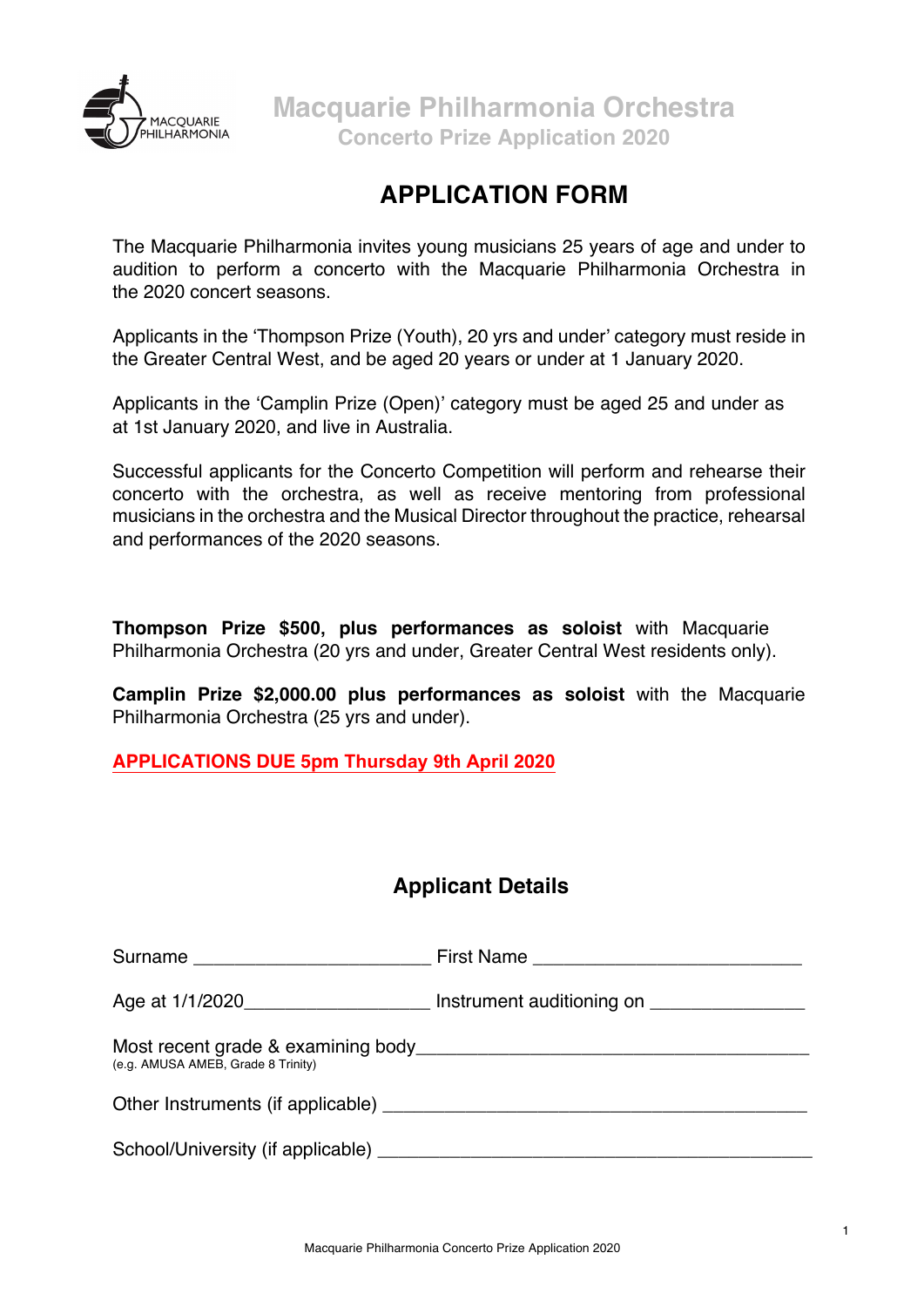# Macquarie Philharmonia Orchestra

## Concerto Prize Application 2020

## APPLICATION FORM

The Macquarie Philharmonia invites young musicians 25 years of age and under to audition to perform a concerto with the Macquarie Philharmonia Orchestra in the 2020 concert seasons.

Applicants in the 'Thompson Prize (Youth), 20 yrs and under' category must reside in the Greater Central West, and be aged 20 years or under at 1 January 2020.

Applicants in the 'Camplin Prize (Open)' category must be aged 25 and under as at 1st January 2020, and live in Australia.

Successful applicants for the Concerto Competition will perform and rehearse their concerto with the orchestra, as well as receive mentoring from professional musicians in the orchestra and the Musical Director throughout the practice, rehearsal and performances of the 2020 seasons.

**Thompson Prize $500, plus performances as soloist** with Macquarie Philharmonia Orchestra (20 yrs and under, Greater Central West residents only).

**Camplin Prize $2,000.00 plus performances as soloist** with the Macquarie Philharmonia Orchestra (25 yrs and under).

**APPLICATIONS DUE 5pm Thursday 9th April 2020**

### Applicant Details

Surname ______________________ First Name __________________________

Age at 1/1/2020_________________ Instrument auditioning on ______________

Most recent grade & examining body____________________________________
(e.g. AMUSA AMEB, Grade 8 Trinity)

Other Instruments (if applicable) ________________________________________

School/University (if applicable) ________________________________________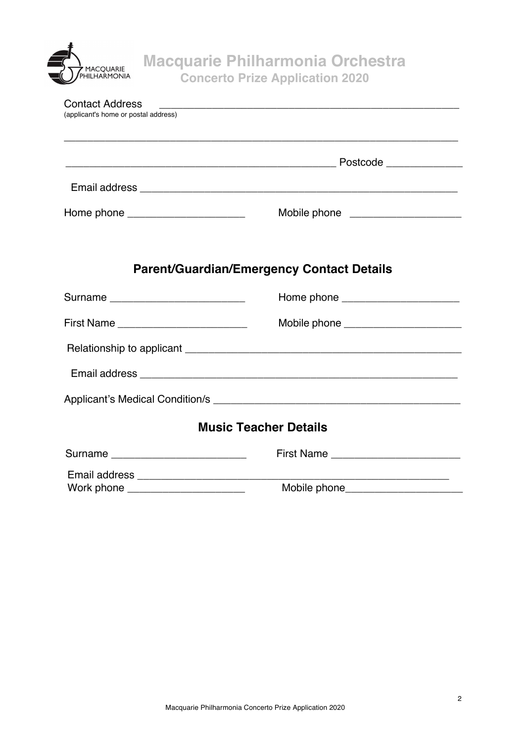# Macquarie Philharmonia Orchestra

## Concerto Prize Application 2020

Contact Address _______________________________________________
(applicant's home or postal address)

_______________________________________________________________

_____________________________________________ Postcode ____________

Email address _________________________________________________

Home phone ___________________ Mobile phone ___________________

## Parent/Guardian/Emergency Contact Details

Surname ______________________ Home phone ___________________

First Name ____________________ Mobile phone ___________________

Relationship to applicant _______________________________________

Email address _________________________________________________

Applicant's Medical Condition/s __________________________________

## Music Teacher Details

Surname ______________________ First Name ______________________

Email address _________________________________________________

Work phone ___________________ Mobile phone___________________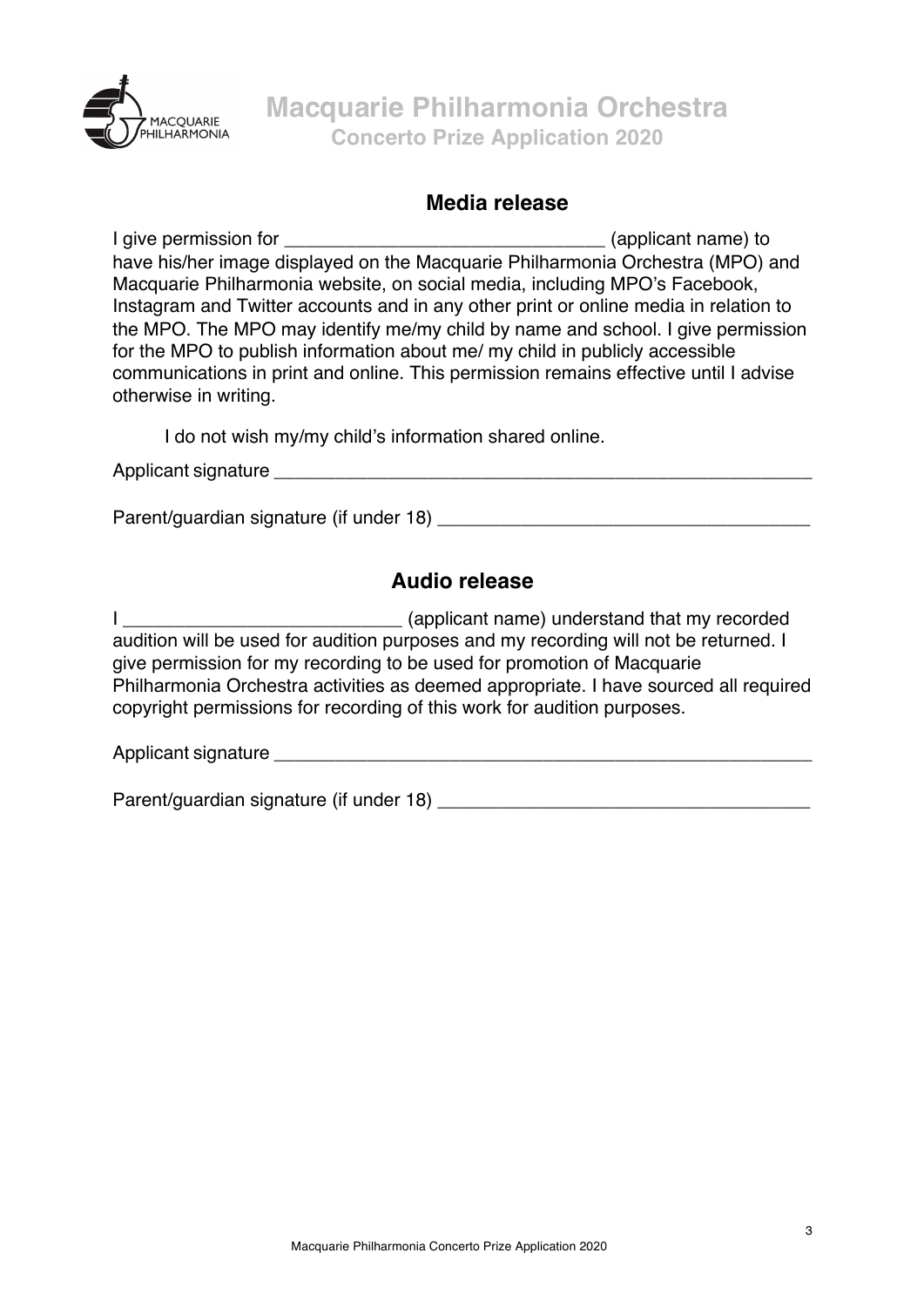# Macquarie Philharmonia Orchestra
## Concerto Prize Application 2020

### Media release

I give permission for ______________________________ (applicant name) to have his/her image displayed on the Macquarie Philharmonia Orchestra (MPO) and Macquarie Philharmonia website, on social media, including MPO's Facebook, Instagram and Twitter accounts and in any other print or online media in relation to the MPO. The MPO may identify me/my child by name and school. I give permission for the MPO to publish information about me/ my child in publicly accessible communications in print and online. This permission remains effective until I advise otherwise in writing.

I do not wish my/my child's information shared online.

Applicant signature ______________________________________________________

Parent/guardian signature (if under 18) ____________________________________

### Audio release

I ___________________________ (applicant name) understand that my recorded audition will be used for audition purposes and my recording will not be returned. I give permission for my recording to be used for promotion of Macquarie Philharmonia Orchestra activities as deemed appropriate. I have sourced all required copyright permissions for recording of this work for audition purposes.

Applicant signature ______________________________________________________

Parent/guardian signature (if under 18) ____________________________________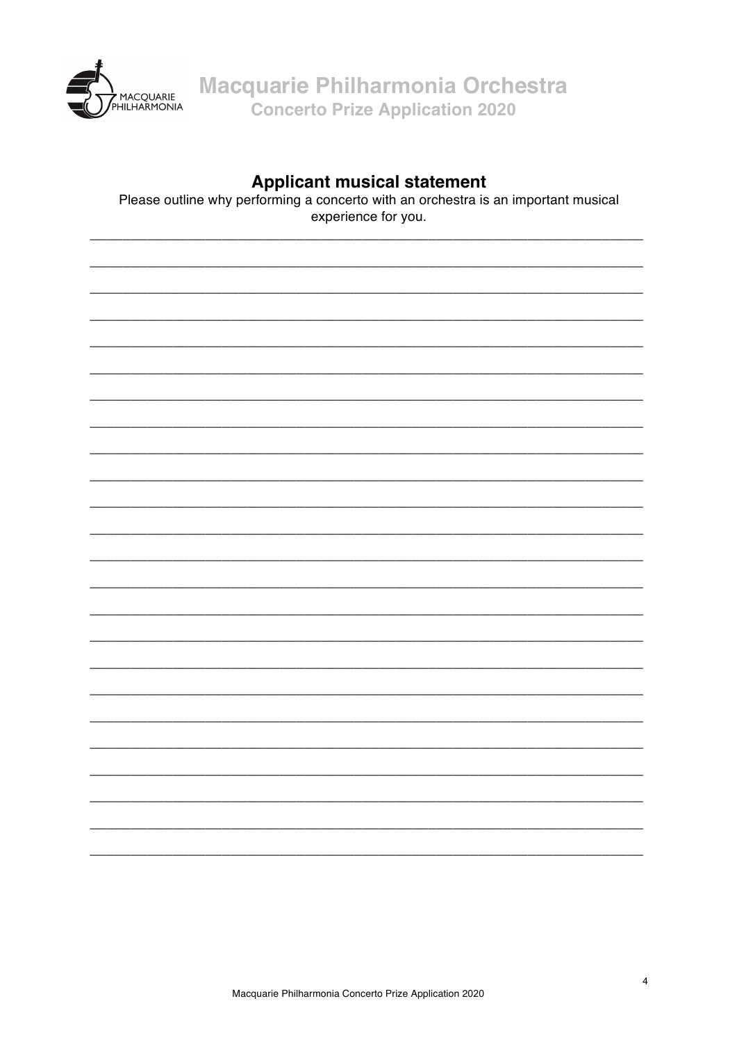## Applicant musical statement

Please outline why performing a concerto with an orchestra is an important musical experience for you.

_______________________________________________________________________________

_______________________________________________________________________________

_______________________________________________________________________________

_______________________________________________________________________________

_______________________________________________________________________________

_______________________________________________________________________________

_______________________________________________________________________________

_______________________________________________________________________________

_______________________________________________________________________________

_______________________________________________________________________________

_______________________________________________________________________________

_______________________________________________________________________________

_______________________________________________________________________________

_______________________________________________________________________________

_______________________________________________________________________________

_______________________________________________________________________________

_______________________________________________________________________________

_______________________________________________________________________________

_______________________________________________________________________________

_______________________________________________________________________________

_______________________________________________________________________________

_______________________________________________________________________________

_______________________________________________________________________________

_______________________________________________________________________________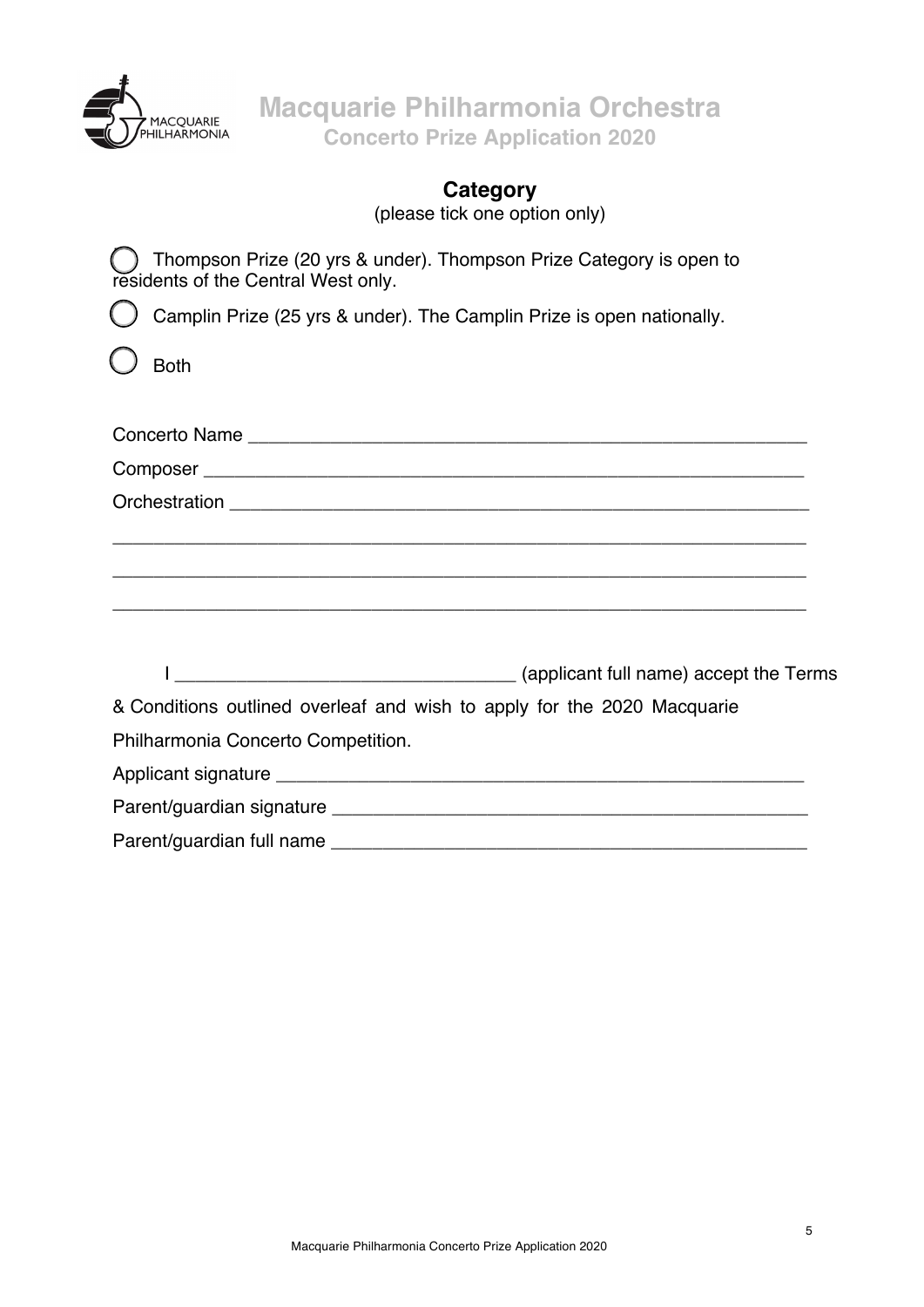# Macquarie Philharmonia Orchestra

**Concerto Prize Application 2020**

## Category

(please tick one option only)

- ◯ Thompson Prize (20 yrs & under). Thompson Prize Category is open to residents of the Central West only.
- ◯ Camplin Prize (25 yrs & under). The Camplin Prize is open nationally.
- ◯ Both

Concerto Name ______________________________________________________

Composer _________________________________________________________

Orchestration _______________________________________________________

_____________________________________________________________________

_____________________________________________________________________

_____________________________________________________________________

I _______________________________ (applicant full name) accept the Terms & Conditions outlined overleaf and wish to apply for the 2020 Macquarie Philharmonia Concerto Competition.

Applicant signature ___________________________________________________

Parent/guardian signature ______________________________________________

Parent/guardian full name ______________________________________________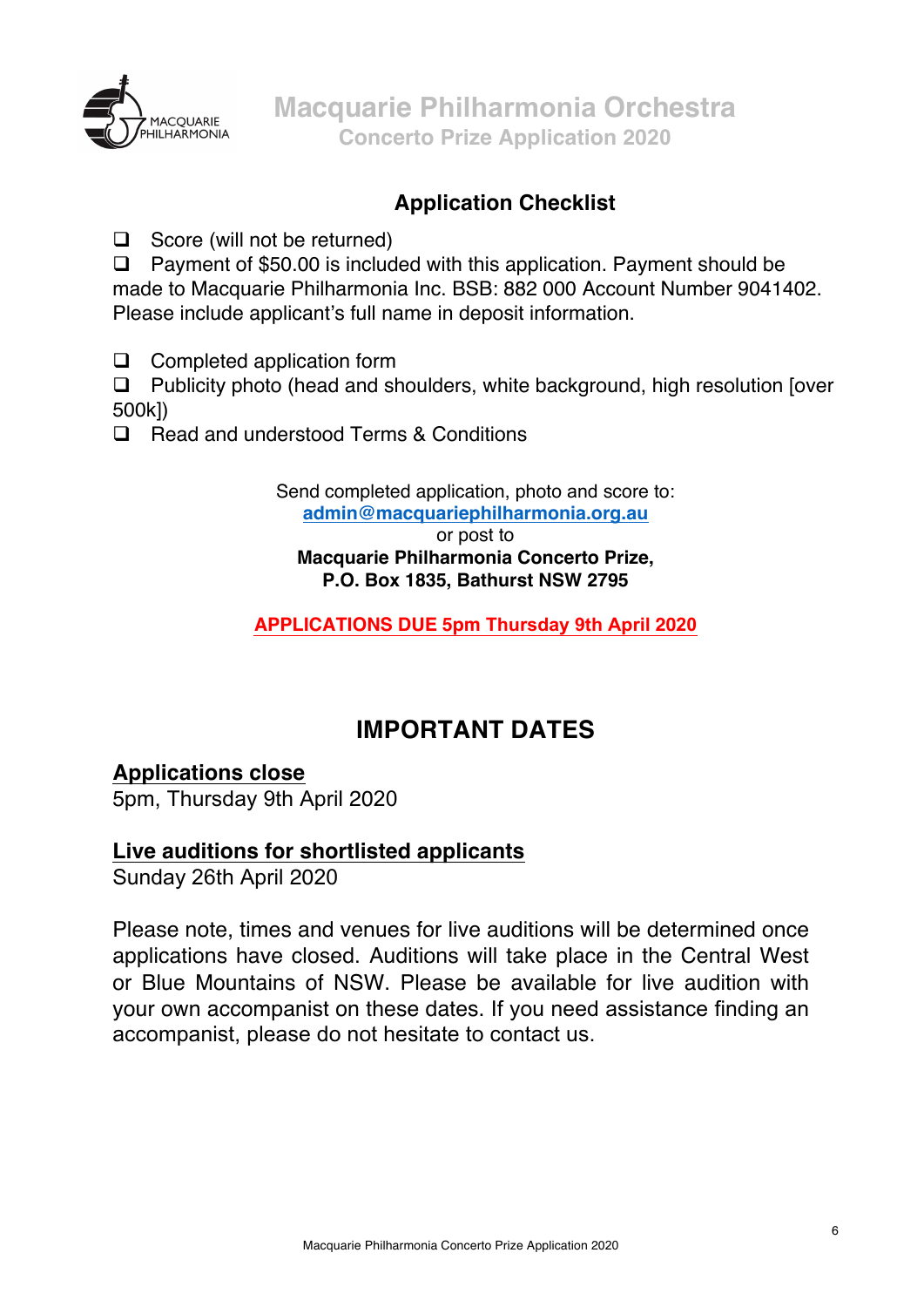## Application Checklist

- ☐ Score (will not be returned)
- ☐ Payment of $50.00 is included with this application. Payment should be made to Macquarie Philharmonia Inc. BSB: 882 000 Account Number 9041402. Please include applicant's full name in deposit information.
- ☐ Completed application form
- ☐ Publicity photo (head and shoulders, white background, high resolution [over 500k])
- ☐ Read and understood Terms & Conditions

Send completed application, photo and score to:
**admin@macquariephilharmonia.org.au**
or post to
**Macquarie Philharmonia Concerto Prize,**
**P.O. Box 1835, Bathurst NSW 2795**

**APPLICATIONS DUE 5pm Thursday 9th April 2020**

## IMPORTANT DATES

**Applications close**
5pm, Thursday 9th April 2020

**Live auditions for shortlisted applicants**
Sunday 26th April 2020

Please note, times and venues for live auditions will be determined once applications have closed. Auditions will take place in the Central West or Blue Mountains of NSW. Please be available for live audition with your own accompanist on these dates. If you need assistance finding an accompanist, please do not hesitate to contact us.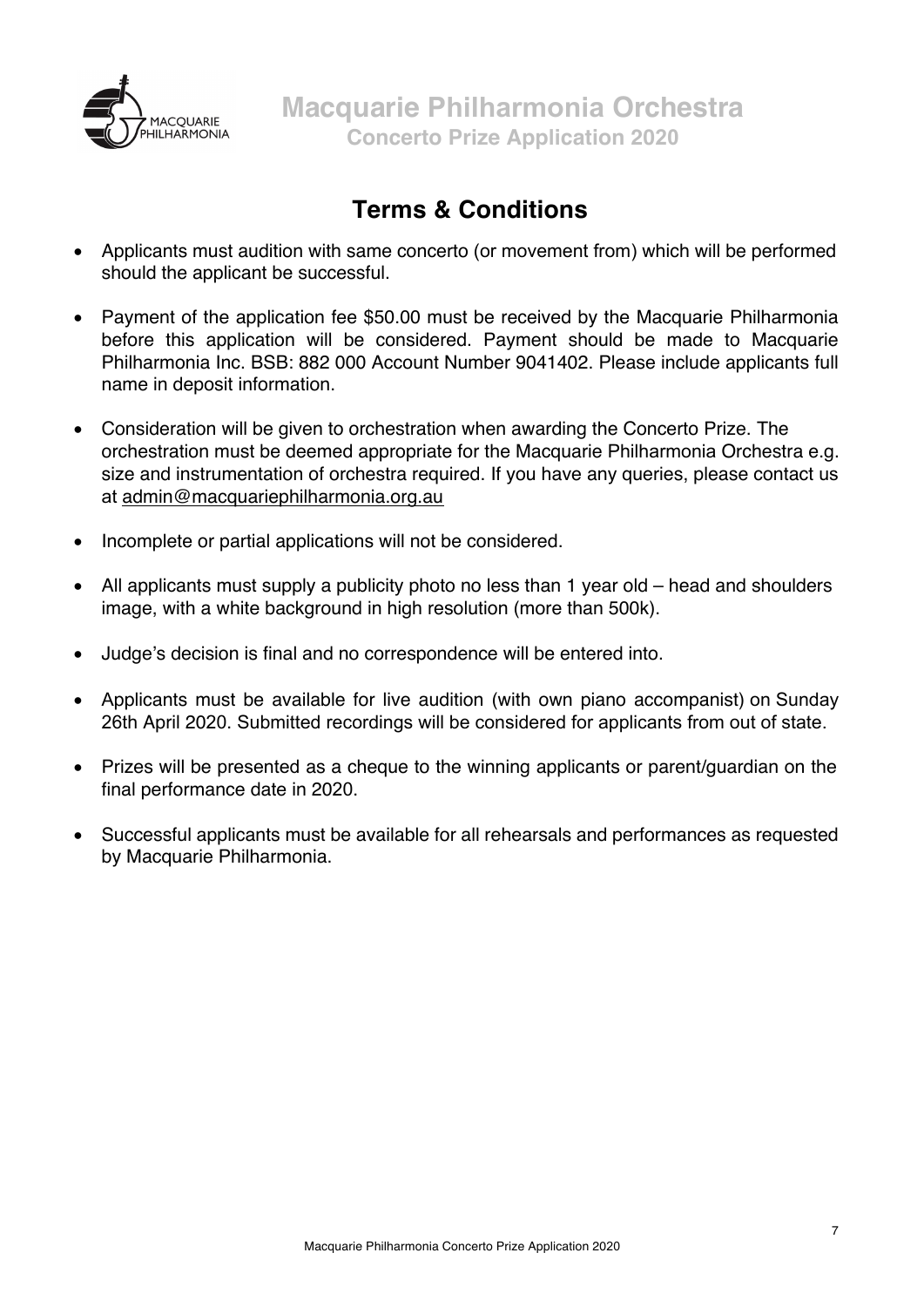# Terms & Conditions

- Applicants must audition with same concerto (or movement from) which will be performed should the applicant be successful.
- Payment of the application fee $50.00 must be received by the Macquarie Philharmonia before this application will be considered. Payment should be made to Macquarie Philharmonia Inc. BSB: 882 000 Account Number 9041402. Please include applicants full name in deposit information.
- Consideration will be given to orchestration when awarding the Concerto Prize. The orchestration must be deemed appropriate for the Macquarie Philharmonia Orchestra e.g. size and instrumentation of orchestra required. If you have any queries, please contact us at admin@macquariephilharmonia.org.au
- Incomplete or partial applications will not be considered.
- All applicants must supply a publicity photo no less than 1 year old – head and shoulders image, with a white background in high resolution (more than 500k).
- Judge's decision is final and no correspondence will be entered into.
- Applicants must be available for live audition (with own piano accompanist) on Sunday 26th April 2020. Submitted recordings will be considered for applicants from out of state.
- Prizes will be presented as a cheque to the winning applicants or parent/guardian on the final performance date in 2020.
- Successful applicants must be available for all rehearsals and performances as requested by Macquarie Philharmonia.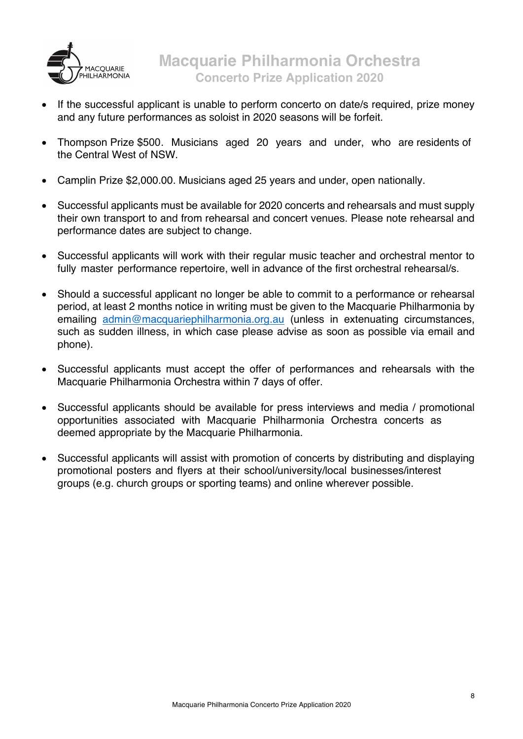- If the successful applicant is unable to perform concerto on date/s required, prize money and any future performances as soloist in 2020 seasons will be forfeit.

- Thompson Prize $500. Musicians aged 20 years and under, who are residents of the Central West of NSW.

- Camplin Prize $2,000.00. Musicians aged 25 years and under, open nationally.

- Successful applicants must be available for 2020 concerts and rehearsals and must supply their own transport to and from rehearsal and concert venues. Please note rehearsal and performance dates are subject to change.

- Successful applicants will work with their regular music teacher and orchestral mentor to fully master performance repertoire, well in advance of the first orchestral rehearsal/s.

- Should a successful applicant no longer be able to commit to a performance or rehearsal period, at least 2 months notice in writing must be given to the Macquarie Philharmonia by emailing [admin@macquariephilharmonia.org.au](mailto:admin@macquariephilharmonia.org.au) (unless in extenuating circumstances, such as sudden illness, in which case please advise as soon as possible via email and phone).

- Successful applicants must accept the offer of performances and rehearsals with the Macquarie Philharmonia Orchestra within 7 days of offer.

- Successful applicants should be available for press interviews and media / promotional opportunities associated with Macquarie Philharmonia Orchestra concerts as deemed appropriate by the Macquarie Philharmonia.

- Successful applicants will assist with promotion of concerts by distributing and displaying promotional posters and flyers at their school/university/local businesses/interest groups (e.g. church groups or sporting teams) and online wherever possible.